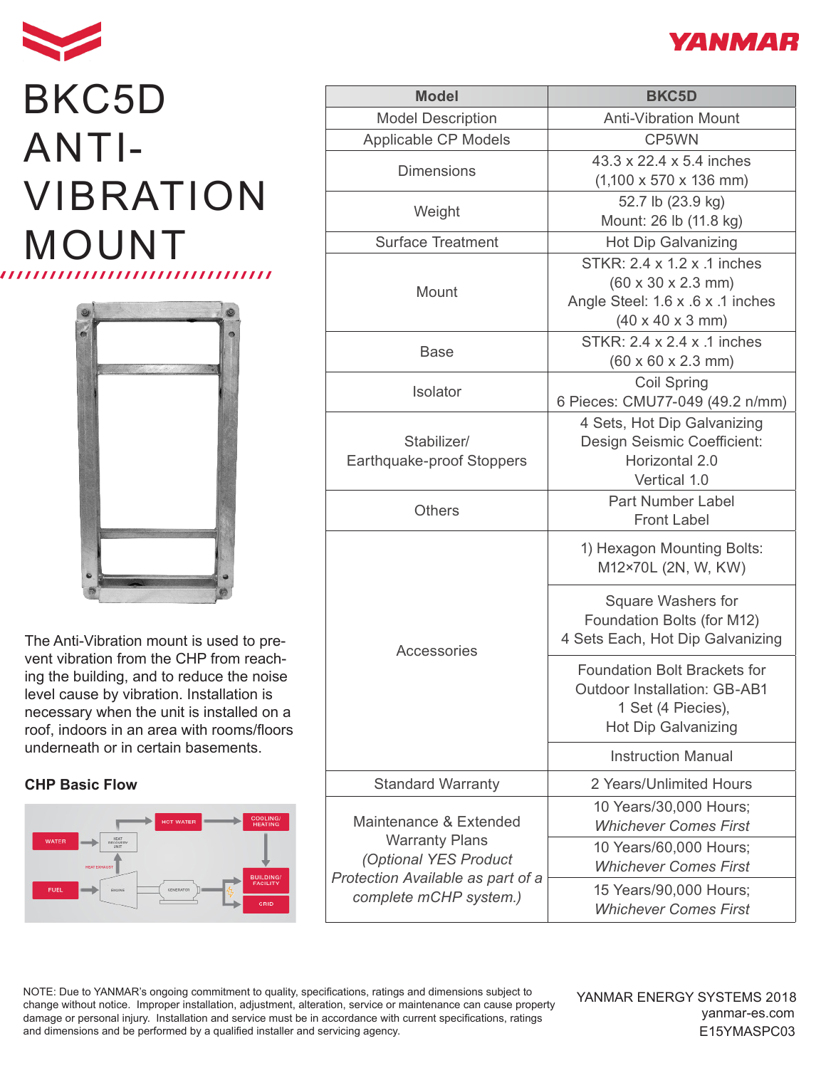# BKC5D ANTI-VIBRATION MOUNT

The Anti-Vibration mount is used to prevent vibration from the CHP from reaching the building, and to reduce the noise level cause by vibration. Installation is necessary when the unit is installed on a roof, indoors in an area with rooms/floors underneath or in certain basements.

**CHP Basic Flow**

| Model | BKC5D |
|---|---|
| Model Description | Anti-Vibration Mount |
| Applicable CP Models | CP5WN |
| Dimensions | 43.3 x 22.4 x 5.4 inches (1,100 x 570 x 136 mm) |
| Weight | 52.7 lb (23.9 kg) Mount: 26 lb (11.8 kg) |
| Surface Treatment | Hot Dip Galvanizing |
| Mount | STKR: 2.4 x 1.2 x .1 inches (60 x 30 x 2.3 mm) Angle Steel: 1.6 x .6 x .1 inches (40 x 40 x 3 mm) |
| Base | STKR: 2.4 x 2.4 x .1 inches (60 x 60 x 2.3 mm) |
| Isolator | Coil Spring 6 Pieces: CMU77-049 (49.2 n/mm) |
| Stabilizer/ Earthquake-proof Stoppers | 4 Sets, Hot Dip Galvanizing Design Seismic Coefficient: Horizontal 2.0 Vertical 1.0 |
| Others | Part Number Label Front Label |
| Accessories | 1) Hexagon Mounting Bolts: M12×70L (2N, W, KW) |
| | Square Washers for Foundation Bolts (for M12) 4 Sets Each, Hot Dip Galvanizing |
| | Foundation Bolt Brackets for Outdoor Installation: GB-AB1 1 Set (4 Piecies), Hot Dip Galvanizing |
| | Instruction Manual |
| Standard Warranty | 2 Years/Unlimited Hours |
| Maintenance & Extended Warranty Plans *(Optional YES Product Protection Available as part of a complete mCHP system.)* | 10 Years/30,000 Hours; *Whichever Comes First* |
| | 10 Years/60,000 Hours; *Whichever Comes First* |
| | 15 Years/90,000 Hours; *Whichever Comes First* |

NOTE: Due to YANMAR's ongoing commitment to quality, specifications, ratings and dimensions subject to change without notice. Improper installation, adjustment, alteration, service or maintenance can cause property damage or personal injury. Installation and service must be in accordance with current specifications, ratings and dimensions and be performed by a qualified installer and servicing agency.

YANMAR ENERGY SYSTEMS 2018
yanmar-es.com
E15YMASPC03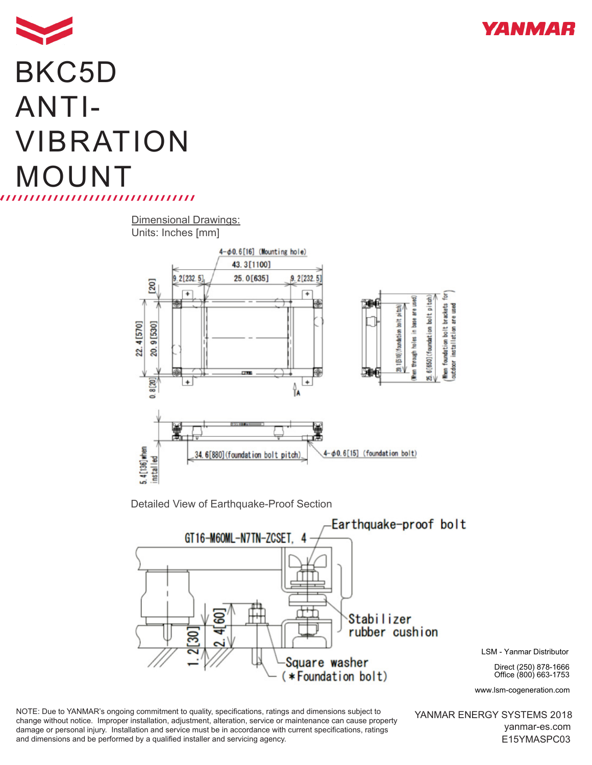# BKC5D ANTI-VIBRATION MOUNT

Dimensional Drawings:
Units: Inches [mm]

4-ϕ0.6[16] (Mounting hole)
43.3[1100]
9.2[232.5]
25.0[635]
9.2[232.5]
[20]
22.4[570]
20.9[530]
0.8[20]
A
20.1[510](foundation bolt pitch)
(When through holes in base are used)
25.6[650](foundation bolt pitch)
(When foundation bolt brackets for outdoor installation are used)
5.4[136] when installed
34.6[880](foundation bolt pitch)
4-ϕ0.6[15] (foundation bolt)

Detailed View of Earthquake-Proof Section

GT16-M60ML-N7TN-ZCSET, 4
Earthquake-proof bolt
Stabilizer rubber cushion
2.4[60]
1.2[30]
Square washer
(*Foundation bolt)

LSM - Yanmar Distributor

Direct (250) 878-1666
Office (800) 663-1753

www.lsm-cogeneration.com

NOTE: Due to YANMAR's ongoing commitment to quality, specifications, ratings and dimensions subject to change without notice. Improper installation, adjustment, alteration, service or maintenance can cause property damage or personal injury. Installation and service must be in accordance with current specifications, ratings and dimensions and be performed by a qualified installer and servicing agency.

YANMAR ENERGY SYSTEMS 2018
yanmar-es.com
E15YMASPC03